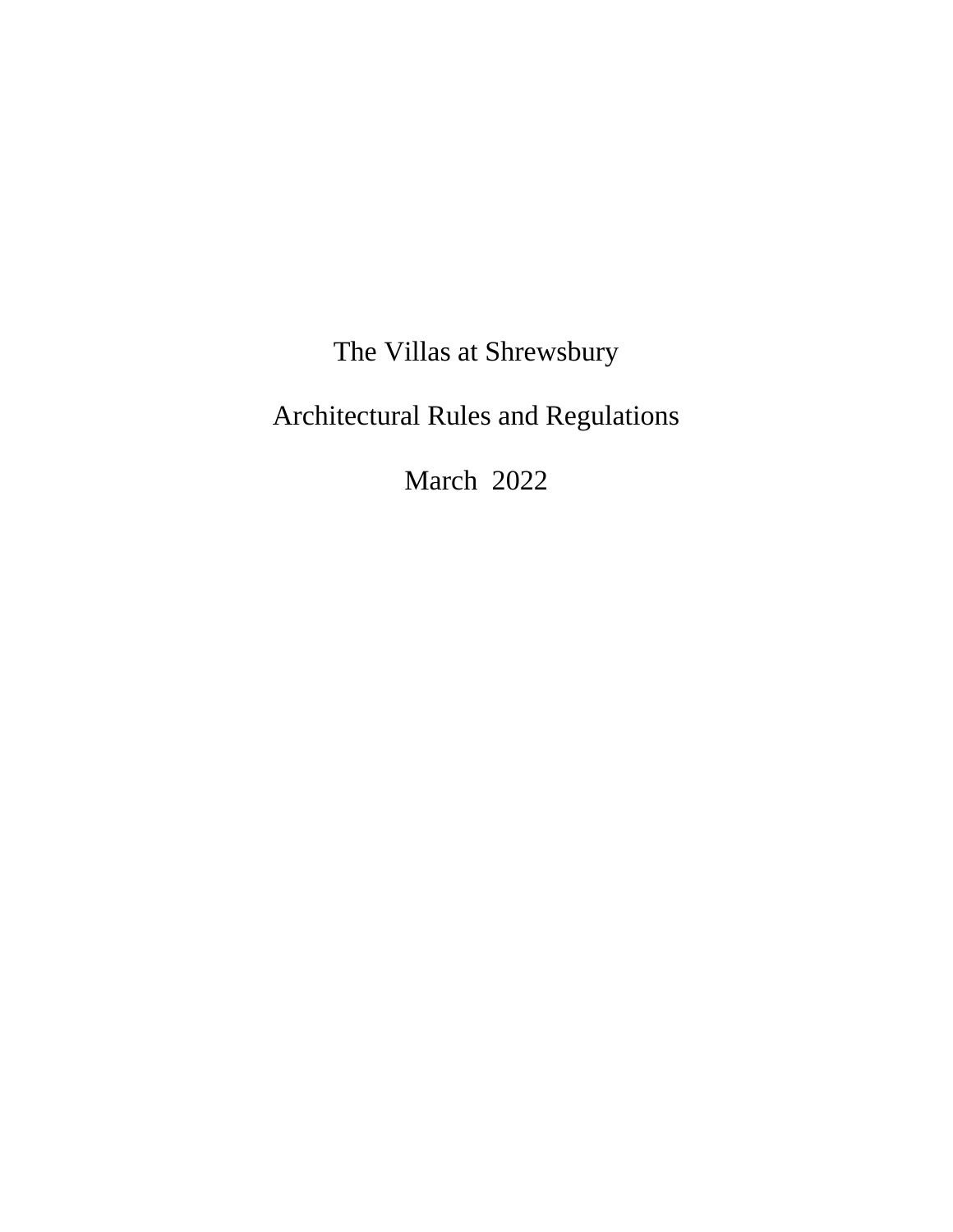# The Villas at Shrewsbury

## Architectural Rules and Regulations

March 2022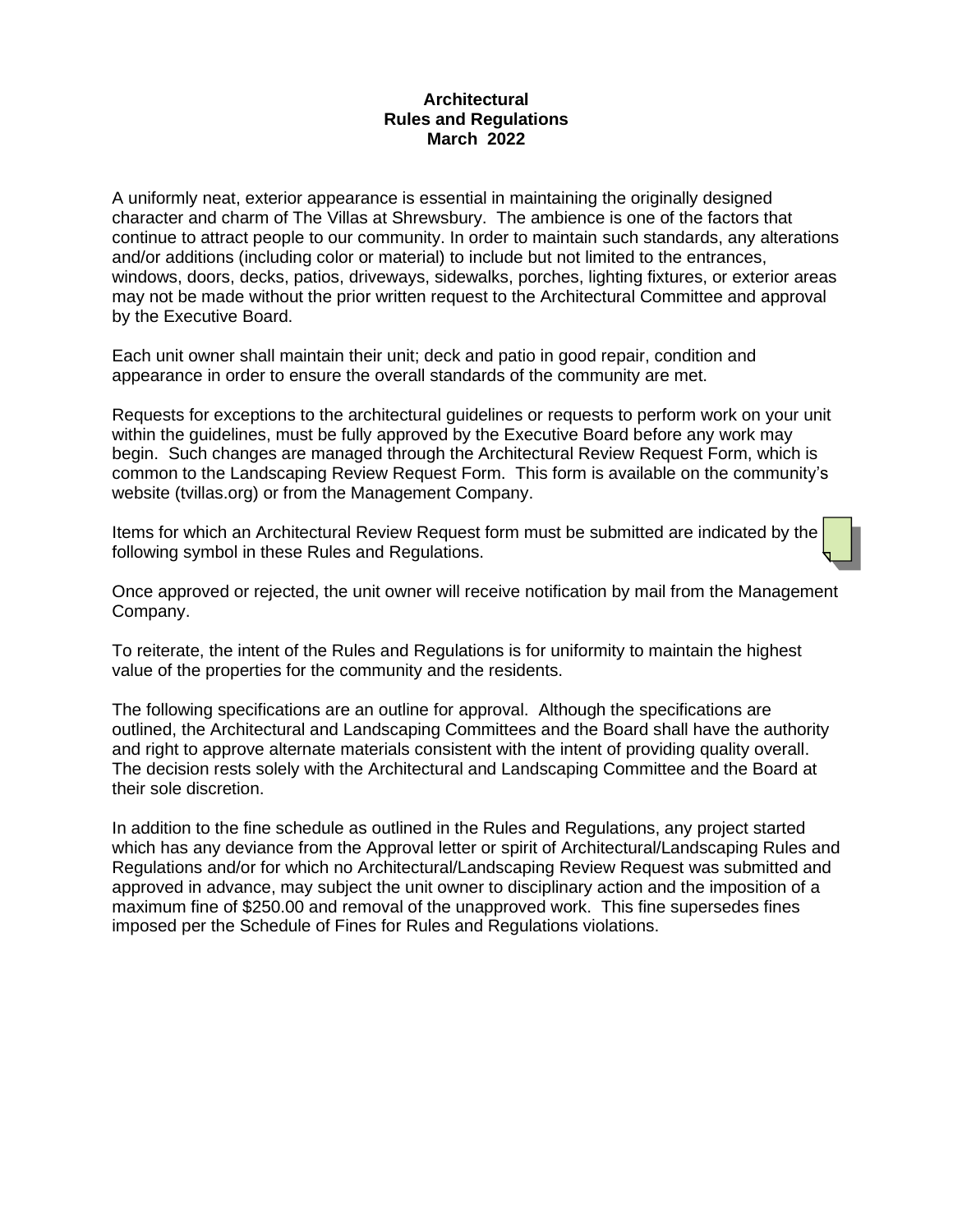# Architectural
# Rules and Regulations
# March 2022

A uniformly neat, exterior appearance is essential in maintaining the originally designed character and charm of The Villas at Shrewsbury. The ambience is one of the factors that continue to attract people to our community. In order to maintain such standards, any alterations and/or additions (including color or material) to include but not limited to the entrances, windows, doors, decks, patios, driveways, sidewalks, porches, lighting fixtures, or exterior areas may not be made without the prior written request to the Architectural Committee and approval by the Executive Board.

Each unit owner shall maintain their unit; deck and patio in good repair, condition and appearance in order to ensure the overall standards of the community are met.

Requests for exceptions to the architectural guidelines or requests to perform work on your unit within the guidelines, must be fully approved by the Executive Board before any work may begin. Such changes are managed through the Architectural Review Request Form, which is common to the Landscaping Review Request Form. This form is available on the community's website (tvillas.org) or from the Management Company.

Items for which an Architectural Review Request form must be submitted are indicated by the following symbol in these Rules and Regulations.

Once approved or rejected, the unit owner will receive notification by mail from the Management Company.

To reiterate, the intent of the Rules and Regulations is for uniformity to maintain the highest value of the properties for the community and the residents.

The following specifications are an outline for approval. Although the specifications are outlined, the Architectural and Landscaping Committees and the Board shall have the authority and right to approve alternate materials consistent with the intent of providing quality overall. The decision rests solely with the Architectural and Landscaping Committee and the Board at their sole discretion.

In addition to the fine schedule as outlined in the Rules and Regulations, any project started which has any deviance from the Approval letter or spirit of Architectural/Landscaping Rules and Regulations and/or for which no Architectural/Landscaping Review Request was submitted and approved in advance, may subject the unit owner to disciplinary action and the imposition of a maximum fine of $250.00 and removal of the unapproved work. This fine supersedes fines imposed per the Schedule of Fines for Rules and Regulations violations.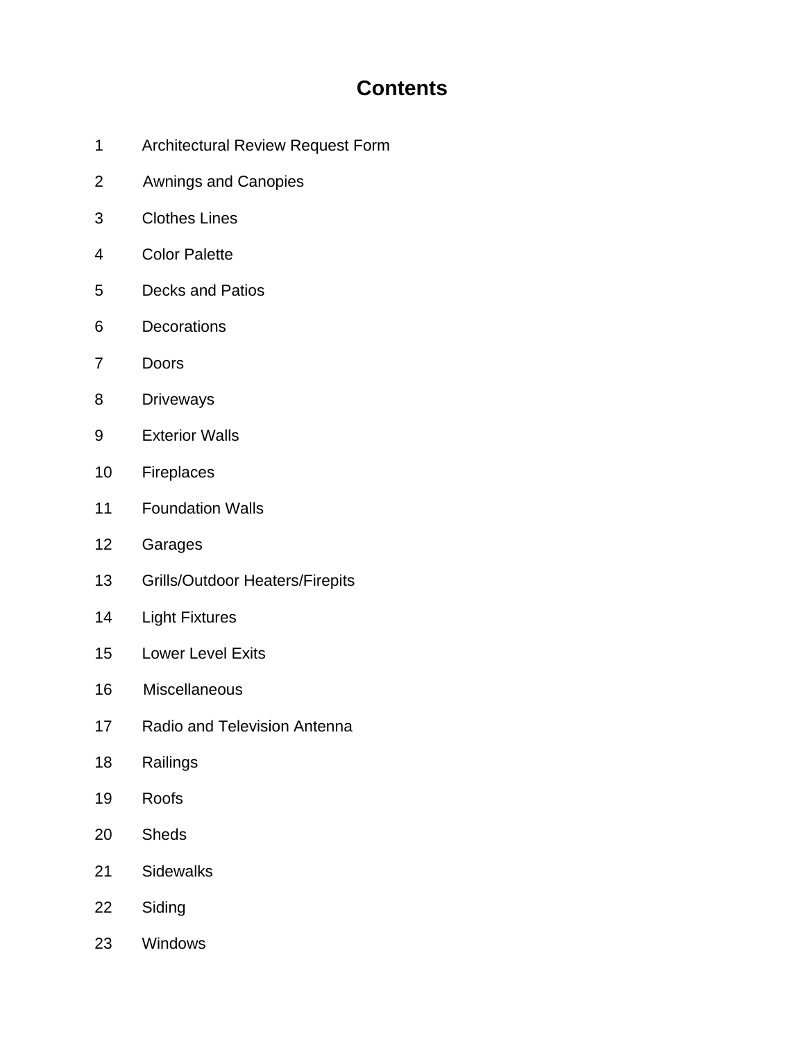# Contents

1 Architectural Review Request Form

2 Awnings and Canopies

3 Clothes Lines

4 Color Palette

5 Decks and Patios

6 Decorations

7 Doors

8 Driveways

9 Exterior Walls

10 Fireplaces

11 Foundation Walls

12 Garages

13 Grills/Outdoor Heaters/Firepits

14 Light Fixtures

15 Lower Level Exits

16 Miscellaneous

17 Radio and Television Antenna

18 Railings

19 Roofs

20 Sheds

21 Sidewalks

22 Siding

23 Windows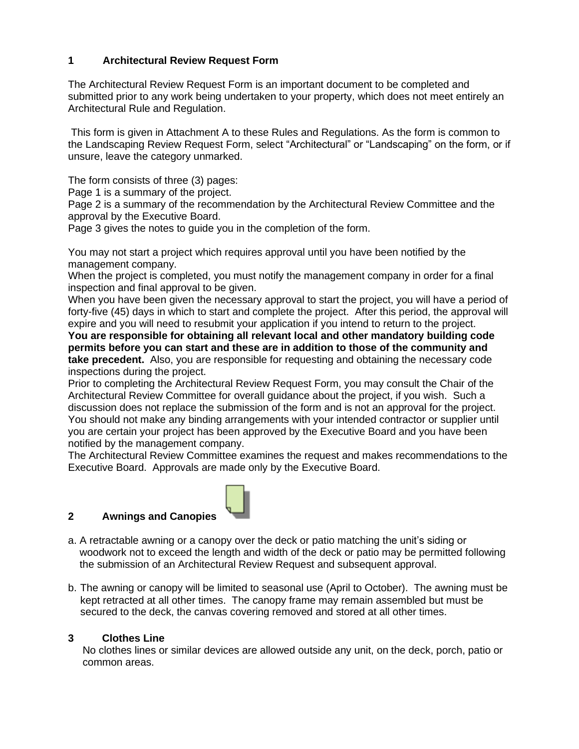## 1 Architectural Review Request Form

The Architectural Review Request Form is an important document to be completed and submitted prior to any work being undertaken to your property, which does not meet entirely an Architectural Rule and Regulation.

This form is given in Attachment A to these Rules and Regulations. As the form is common to the Landscaping Review Request Form, select "Architectural" or "Landscaping" on the form, or if unsure, leave the category unmarked.

The form consists of three (3) pages:
Page 1 is a summary of the project.
Page 2 is a summary of the recommendation by the Architectural Review Committee and the approval by the Executive Board.
Page 3 gives the notes to guide you in the completion of the form.

You may not start a project which requires approval until you have been notified by the management company.
When the project is completed, you must notify the management company in order for a final inspection and final approval to be given.
When you have been given the necessary approval to start the project, you will have a period of forty-five (45) days in which to start and complete the project. After this period, the approval will expire and you will need to resubmit your application if you intend to return to the project.
**You are responsible for obtaining all relevant local and other mandatory building code permits before you can start and these are in addition to those of the community and take precedent.** Also, you are responsible for requesting and obtaining the necessary code inspections during the project.
Prior to completing the Architectural Review Request Form, you may consult the Chair of the Architectural Review Committee for overall guidance about the project, if you wish. Such a discussion does not replace the submission of the form and is not an approval for the project.
You should not make any binding arrangements with your intended contractor or supplier until you are certain your project has been approved by the Executive Board and you have been notified by the management company.
The Architectural Review Committee examines the request and makes recommendations to the Executive Board. Approvals are made only by the Executive Board.

## 2 Awnings and Canopies

a. A retractable awning or a canopy over the deck or patio matching the unit's siding or woodwork not to exceed the length and width of the deck or patio may be permitted following the submission of an Architectural Review Request and subsequent approval.

b. The awning or canopy will be limited to seasonal use (April to October). The awning must be kept retracted at all other times. The canopy frame may remain assembled but must be secured to the deck, the canvas covering removed and stored at all other times.

## 3 Clothes Line

No clothes lines or similar devices are allowed outside any unit, on the deck, porch, patio or common areas.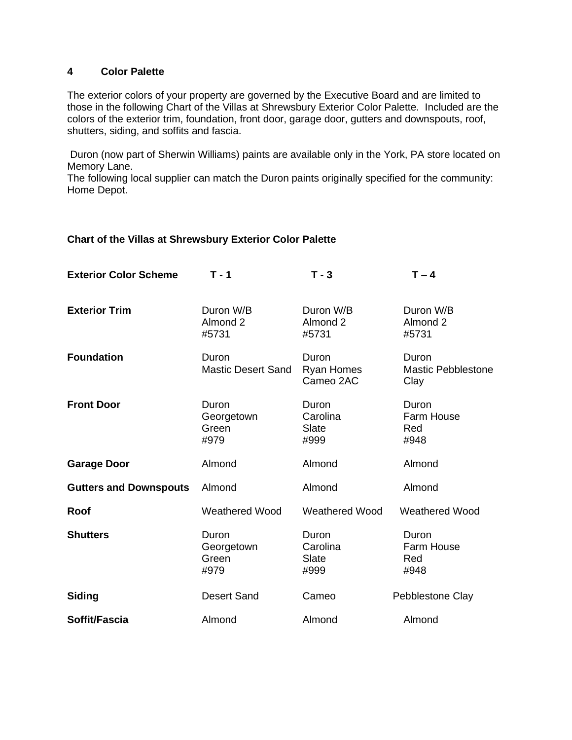## 4 Color Palette

The exterior colors of your property are governed by the Executive Board and are limited to those in the following Chart of the Villas at Shrewsbury Exterior Color Palette. Included are the colors of the exterior trim, foundation, front door, garage door, gutters and downspouts, roof, shutters, siding, and soffits and fascia.

Duron (now part of Sherwin Williams) paints are available only in the York, PA store located on Memory Lane.
The following local supplier can match the Duron paints originally specified for the community: Home Depot.

**Chart of the Villas at Shrewsbury Exterior Color Palette**

| **Exterior Color Scheme** | **T - 1** | **T - 3** | **T – 4** |
|---|---|---|---|
| **Exterior Trim** | Duron W/B Almond 2 #5731 | Duron W/B Almond 2 #5731 | Duron W/B Almond 2 #5731 |
| **Foundation** | Duron Mastic Desert Sand | Duron Ryan Homes Cameo 2AC | Duron Mastic Pebblestone Clay |
| **Front Door** | Duron Georgetown Green #979 | Duron Carolina Slate #999 | Duron Farm House Red #948 |
| **Garage Door** | Almond | Almond | Almond |
| **Gutters and Downspouts** | Almond | Almond | Almond |
| **Roof** | Weathered Wood | Weathered Wood | Weathered Wood |
| **Shutters** | Duron Georgetown Green #979 | Duron Carolina Slate #999 | Duron Farm House Red #948 |
| **Siding** | Desert Sand | Cameo | Pebblestone Clay |
| **Soffit/Fascia** | Almond | Almond | Almond |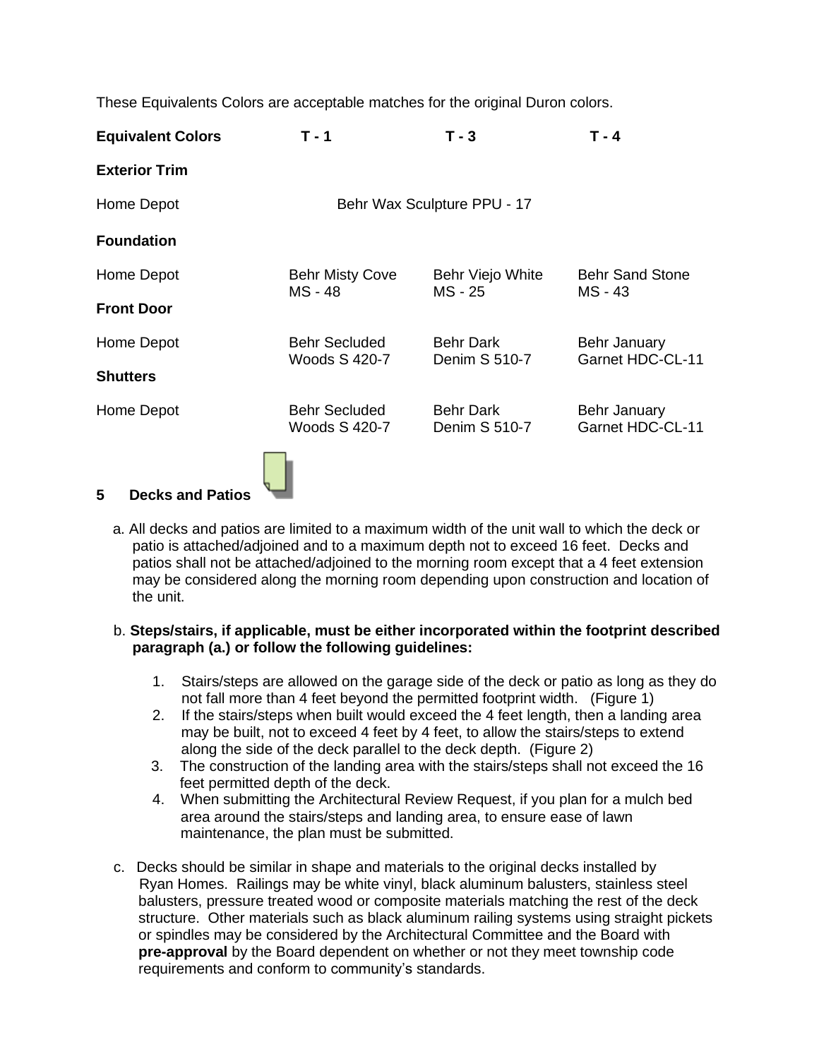These Equivalents Colors are acceptable matches for the original Duron colors.

| **Equivalent Colors** | **T - 1** | **T - 3** | **T - 4** |
|---|---|---|---|
| **Exterior Trim** | | | |
| Home Depot | Behr Wax Sculpture PPU - 17 | | |
| **Foundation** | | | |
| Home Depot | Behr Misty Cove MS - 48 | Behr Viejo White MS - 25 | Behr Sand Stone MS - 43 |
| **Front Door** | | | |
| Home Depot | Behr Secluded Woods S 420-7 | Behr Dark Denim S 510-7 | Behr January Garnet HDC-CL-11 |
| **Shutters** | | | |
| Home Depot | Behr Secluded Woods S 420-7 | Behr Dark Denim S 510-7 | Behr January Garnet HDC-CL-11 |

## 5 Decks and Patios

a. All decks and patios are limited to a maximum width of the unit wall to which the deck or patio is attached/adjoined and to a maximum depth not to exceed 16 feet. Decks and patios shall not be attached/adjoined to the morning room except that a 4 feet extension may be considered along the morning room depending upon construction and location of the unit.

b. **Steps/stairs, if applicable, must be either incorporated within the footprint described paragraph (a.) or follow the following guidelines:**

1. Stairs/steps are allowed on the garage side of the deck or patio as long as they do not fall more than 4 feet beyond the permitted footprint width. (Figure 1)
2. If the stairs/steps when built would exceed the 4 feet length, then a landing area may be built, not to exceed 4 feet by 4 feet, to allow the stairs/steps to extend along the side of the deck parallel to the deck depth. (Figure 2)
3. The construction of the landing area with the stairs/steps shall not exceed the 16 feet permitted depth of the deck.
4. When submitting the Architectural Review Request, if you plan for a mulch bed area around the stairs/steps and landing area, to ensure ease of lawn maintenance, the plan must be submitted.

c. Decks should be similar in shape and materials to the original decks installed by Ryan Homes. Railings may be white vinyl, black aluminum balusters, stainless steel balusters, pressure treated wood or composite materials matching the rest of the deck structure. Other materials such as black aluminum railing systems using straight pickets or spindles may be considered by the Architectural Committee and the Board with **pre-approval** by the Board dependent on whether or not they meet township code requirements and conform to community's standards.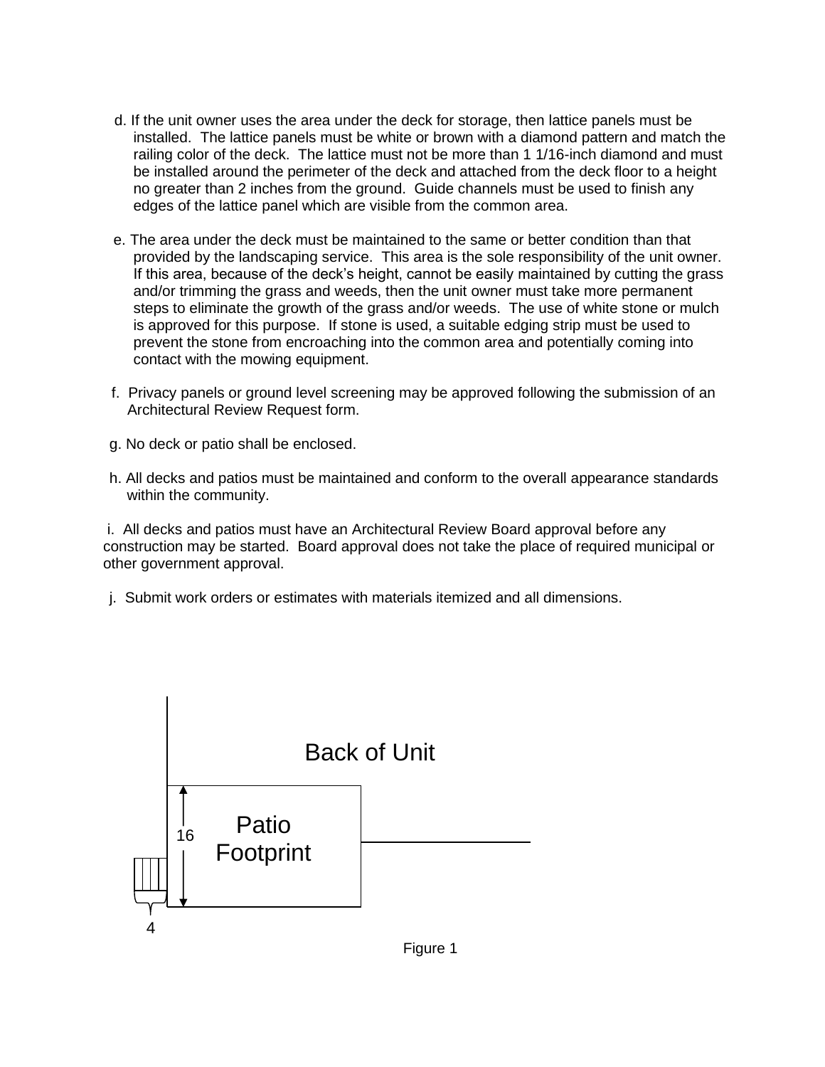d. If the unit owner uses the area under the deck for storage, then lattice panels must be installed. The lattice panels must be white or brown with a diamond pattern and match the railing color of the deck. The lattice must not be more than 1 1/16-inch diamond and must be installed around the perimeter of the deck and attached from the deck floor to a height no greater than 2 inches from the ground. Guide channels must be used to finish any edges of the lattice panel which are visible from the common area.

e. The area under the deck must be maintained to the same or better condition than that provided by the landscaping service. This area is the sole responsibility of the unit owner. If this area, because of the deck's height, cannot be easily maintained by cutting the grass and/or trimming the grass and weeds, then the unit owner must take more permanent steps to eliminate the growth of the grass and/or weeds. The use of white stone or mulch is approved for this purpose. If stone is used, a suitable edging strip must be used to prevent the stone from encroaching into the common area and potentially coming into contact with the mowing equipment.

f. Privacy panels or ground level screening may be approved following the submission of an Architectural Review Request form.

g. No deck or patio shall be enclosed.

h. All decks and patios must be maintained and conform to the overall appearance standards within the community.

i. All decks and patios must have an Architectural Review Board approval before any construction may be started. Board approval does not take the place of required municipal or other government approval.

j. Submit work orders or estimates with materials itemized and all dimensions.

Back of Unit

Patio Footprint

16

4

Figure 1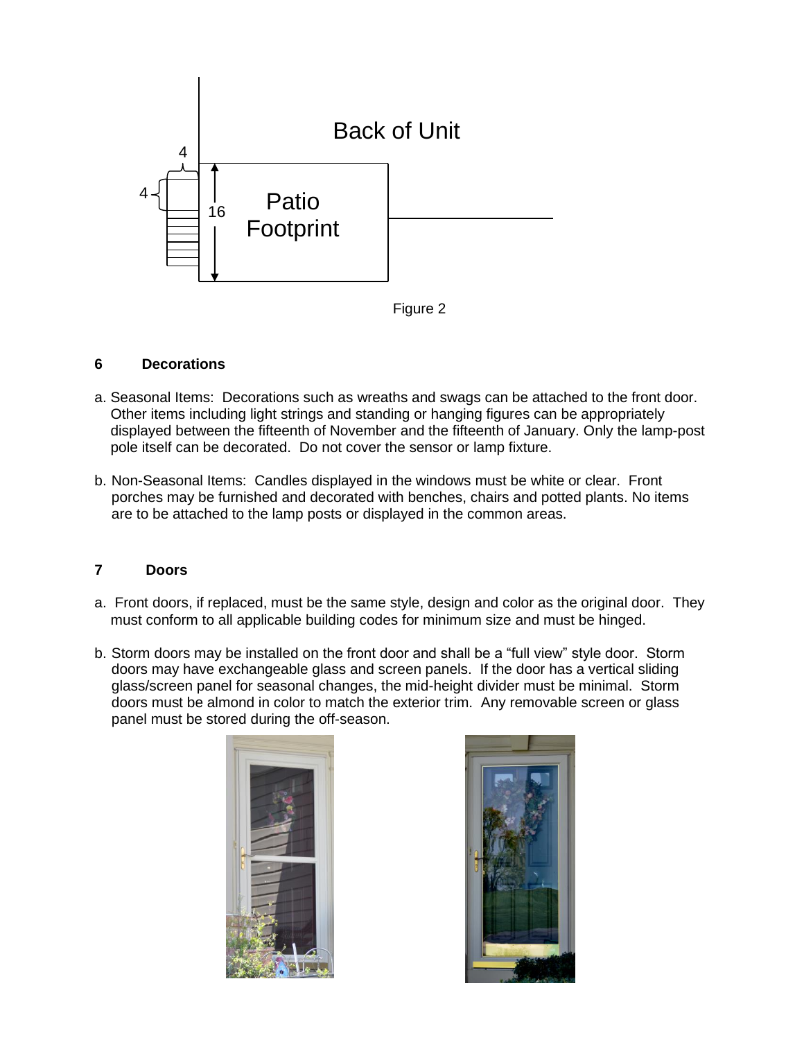Figure 2

## 6 Decorations

a. Seasonal Items: Decorations such as wreaths and swags can be attached to the front door. Other items including light strings and standing or hanging figures can be appropriately displayed between the fifteenth of November and the fifteenth of January. Only the lamp-post pole itself can be decorated. Do not cover the sensor or lamp fixture.

b. Non-Seasonal Items: Candles displayed in the windows must be white or clear. Front porches may be furnished and decorated with benches, chairs and potted plants. No items are to be attached to the lamp posts or displayed in the common areas.

## 7 Doors

a. Front doors, if replaced, must be the same style, design and color as the original door. They must conform to all applicable building codes for minimum size and must be hinged.

b. Storm doors may be installed on the front door and shall be a “full view” style door. Storm doors may have exchangeable glass and screen panels. If the door has a vertical sliding glass/screen panel for seasonal changes, the mid-height divider must be minimal. Storm doors must be almond in color to match the exterior trim. Any removable screen or glass panel must be stored during the off-season.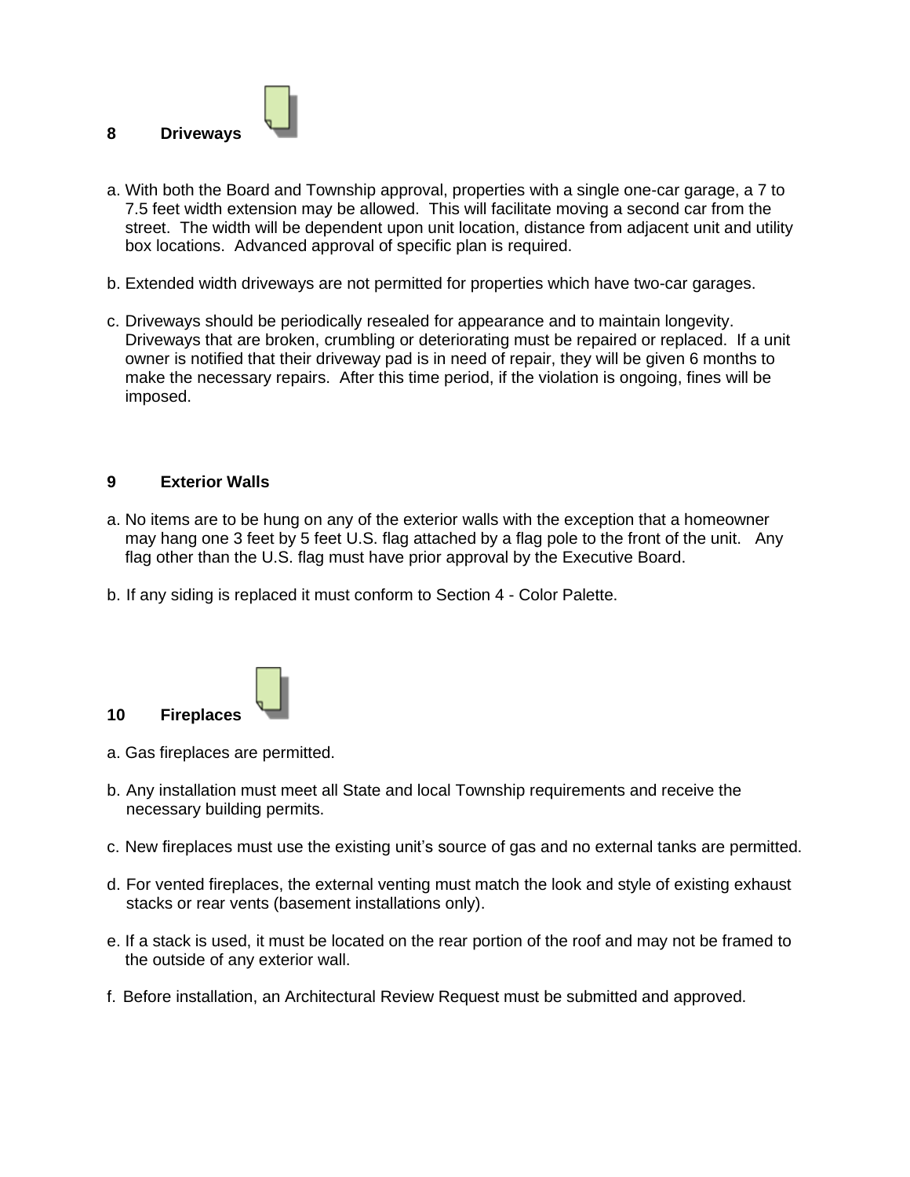## 8 Driveways

a. With both the Board and Township approval, properties with a single one-car garage, a 7 to 7.5 feet width extension may be allowed. This will facilitate moving a second car from the street. The width will be dependent upon unit location, distance from adjacent unit and utility box locations. Advanced approval of specific plan is required.

b. Extended width driveways are not permitted for properties which have two-car garages.

c. Driveways should be periodically resealed for appearance and to maintain longevity. Driveways that are broken, crumbling or deteriorating must be repaired or replaced. If a unit owner is notified that their driveway pad is in need of repair, they will be given 6 months to make the necessary repairs. After this time period, if the violation is ongoing, fines will be imposed.

## 9 Exterior Walls

a. No items are to be hung on any of the exterior walls with the exception that a homeowner may hang one 3 feet by 5 feet U.S. flag attached by a flag pole to the front of the unit. Any flag other than the U.S. flag must have prior approval by the Executive Board.

b. If any siding is replaced it must conform to Section 4 - Color Palette.

## 10 Fireplaces

a. Gas fireplaces are permitted.

b. Any installation must meet all State and local Township requirements and receive the necessary building permits.

c. New fireplaces must use the existing unit's source of gas and no external tanks are permitted.

d. For vented fireplaces, the external venting must match the look and style of existing exhaust stacks or rear vents (basement installations only).

e. If a stack is used, it must be located on the rear portion of the roof and may not be framed to the outside of any exterior wall.

f. Before installation, an Architectural Review Request must be submitted and approved.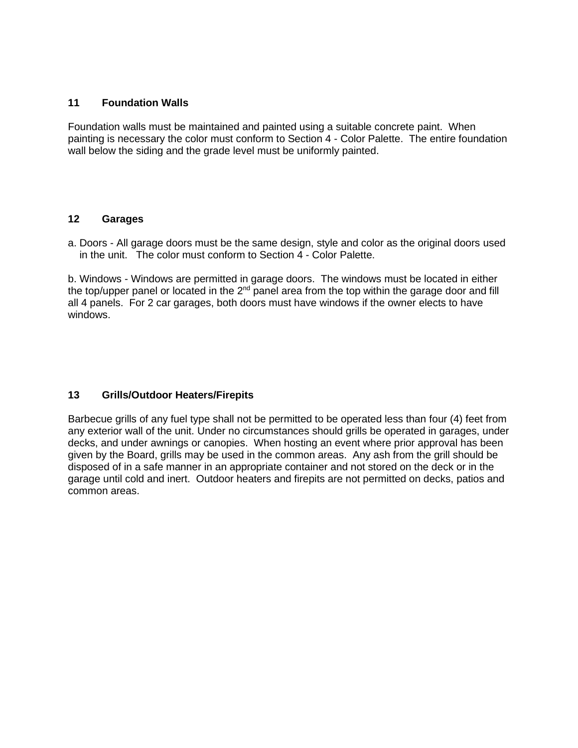## 11 Foundation Walls

Foundation walls must be maintained and painted using a suitable concrete paint. When painting is necessary the color must conform to Section 4 - Color Palette. The entire foundation wall below the siding and the grade level must be uniformly painted.

## 12 Garages

a. Doors - All garage doors must be the same design, style and color as the original doors used in the unit. The color must conform to Section 4 - Color Palette.

b. Windows - Windows are permitted in garage doors. The windows must be located in either the top/upper panel or located in the 2nd panel area from the top within the garage door and fill all 4 panels. For 2 car garages, both doors must have windows if the owner elects to have windows.

## 13 Grills/Outdoor Heaters/Firepits

Barbecue grills of any fuel type shall not be permitted to be operated less than four (4) feet from any exterior wall of the unit. Under no circumstances should grills be operated in garages, under decks, and under awnings or canopies. When hosting an event where prior approval has been given by the Board, grills may be used in the common areas. Any ash from the grill should be disposed of in a safe manner in an appropriate container and not stored on the deck or in the garage until cold and inert. Outdoor heaters and firepits are not permitted on decks, patios and common areas.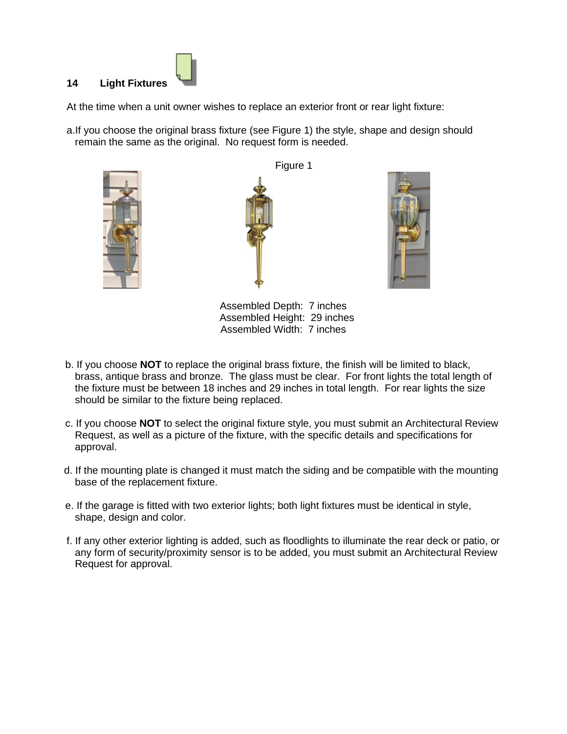## 14 Light Fixtures

At the time when a unit owner wishes to replace an exterior front or rear light fixture:

a. If you choose the original brass fixture (see Figure 1) the style, shape and design should remain the same as the original. No request form is needed.

Figure 1

Assembled Depth: 7 inches
Assembled Height: 29 inches
Assembled Width: 7 inches

b. If you choose **NOT** to replace the original brass fixture, the finish will be limited to black, brass, antique brass and bronze. The glass must be clear. For front lights the total length of the fixture must be between 18 inches and 29 inches in total length. For rear lights the size should be similar to the fixture being replaced.

c. If you choose **NOT** to select the original fixture style, you must submit an Architectural Review Request, as well as a picture of the fixture, with the specific details and specifications for approval.

d. If the mounting plate is changed it must match the siding and be compatible with the mounting base of the replacement fixture.

e. If the garage is fitted with two exterior lights; both light fixtures must be identical in style, shape, design and color.

f. If any other exterior lighting is added, such as floodlights to illuminate the rear deck or patio, or any form of security/proximity sensor is to be added, you must submit an Architectural Review Request for approval.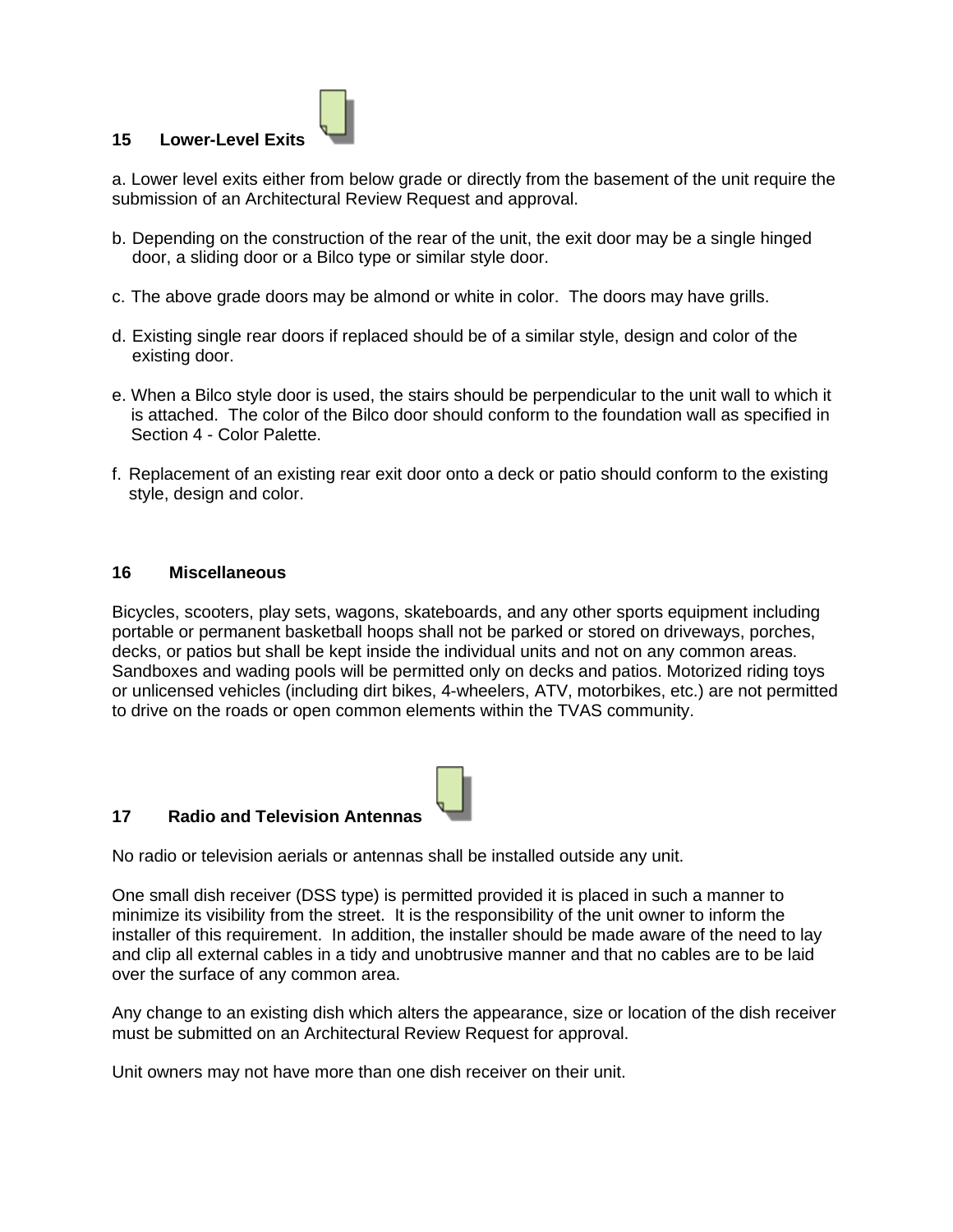## 15 Lower-Level Exits

a. Lower level exits either from below grade or directly from the basement of the unit require the submission of an Architectural Review Request and approval.

b. Depending on the construction of the rear of the unit, the exit door may be a single hinged door, a sliding door or a Bilco type or similar style door.

c. The above grade doors may be almond or white in color. The doors may have grills.

d. Existing single rear doors if replaced should be of a similar style, design and color of the existing door.

e. When a Bilco style door is used, the stairs should be perpendicular to the unit wall to which it is attached. The color of the Bilco door should conform to the foundation wall as specified in Section 4 - Color Palette.

f. Replacement of an existing rear exit door onto a deck or patio should conform to the existing style, design and color.

## 16 Miscellaneous

Bicycles, scooters, play sets, wagons, skateboards, and any other sports equipment including portable or permanent basketball hoops shall not be parked or stored on driveways, porches, decks, or patios but shall be kept inside the individual units and not on any common areas. Sandboxes and wading pools will be permitted only on decks and patios. Motorized riding toys or unlicensed vehicles (including dirt bikes, 4-wheelers, ATV, motorbikes, etc.) are not permitted to drive on the roads or open common elements within the TVAS community.

## 17 Radio and Television Antennas

No radio or television aerials or antennas shall be installed outside any unit.

One small dish receiver (DSS type) is permitted provided it is placed in such a manner to minimize its visibility from the street. It is the responsibility of the unit owner to inform the installer of this requirement. In addition, the installer should be made aware of the need to lay and clip all external cables in a tidy and unobtrusive manner and that no cables are to be laid over the surface of any common area.

Any change to an existing dish which alters the appearance, size or location of the dish receiver must be submitted on an Architectural Review Request for approval.

Unit owners may not have more than one dish receiver on their unit.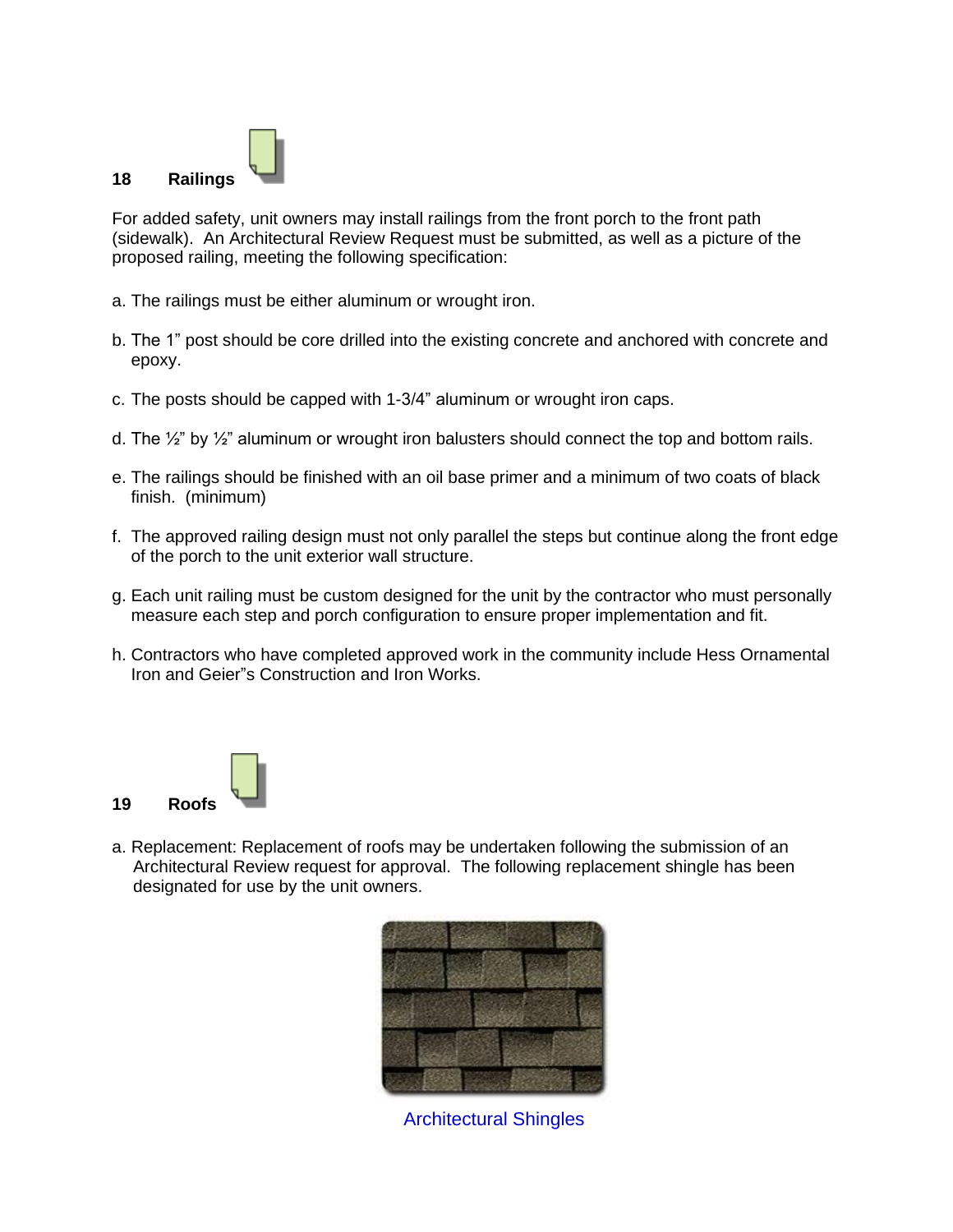## 18 Railings

For added safety, unit owners may install railings from the front porch to the front path (sidewalk). An Architectural Review Request must be submitted, as well as a picture of the proposed railing, meeting the following specification:

a. The railings must be either aluminum or wrought iron.

b. The 1" post should be core drilled into the existing concrete and anchored with concrete and epoxy.

c. The posts should be capped with 1-3/4" aluminum or wrought iron caps.

d. The ½" by ½" aluminum or wrought iron balusters should connect the top and bottom rails.

e. The railings should be finished with an oil base primer and a minimum of two coats of black finish. (minimum)

f. The approved railing design must not only parallel the steps but continue along the front edge of the porch to the unit exterior wall structure.

g. Each unit railing must be custom designed for the unit by the contractor who must personally measure each step and porch configuration to ensure proper implementation and fit.

h. Contractors who have completed approved work in the community include Hess Ornamental Iron and Geier"s Construction and Iron Works.

## 19 Roofs

a. Replacement: Replacement of roofs may be undertaken following the submission of an Architectural Review request for approval. The following replacement shingle has been designated for use by the unit owners.

Architectural Shingles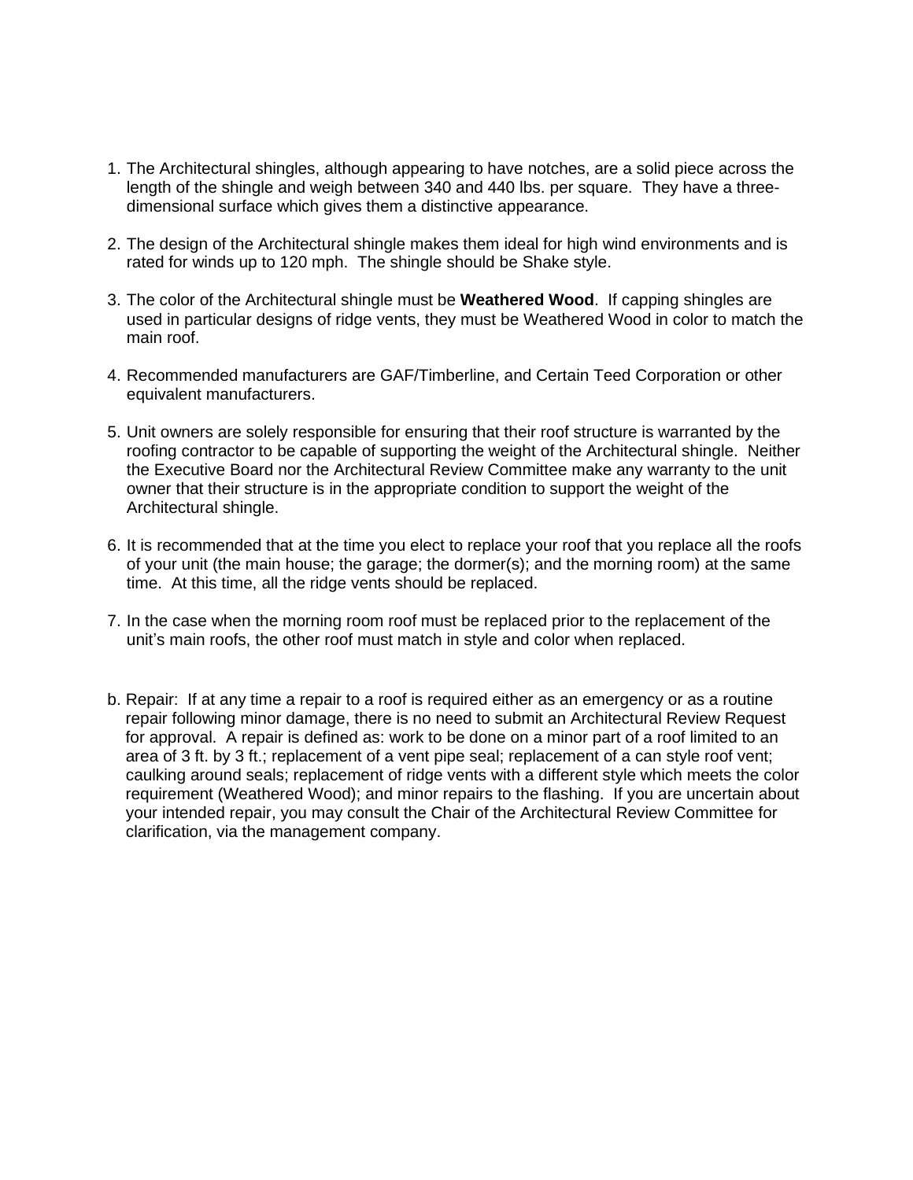1. The Architectural shingles, although appearing to have notches, are a solid piece across the length of the shingle and weigh between 340 and 440 lbs. per square. They have a three-dimensional surface which gives them a distinctive appearance.

2. The design of the Architectural shingle makes them ideal for high wind environments and is rated for winds up to 120 mph. The shingle should be Shake style.

3. The color of the Architectural shingle must be **Weathered Wood**. If capping shingles are used in particular designs of ridge vents, they must be Weathered Wood in color to match the main roof.

4. Recommended manufacturers are GAF/Timberline, and Certain Teed Corporation or other equivalent manufacturers.

5. Unit owners are solely responsible for ensuring that their roof structure is warranted by the roofing contractor to be capable of supporting the weight of the Architectural shingle. Neither the Executive Board nor the Architectural Review Committee make any warranty to the unit owner that their structure is in the appropriate condition to support the weight of the Architectural shingle.

6. It is recommended that at the time you elect to replace your roof that you replace all the roofs of your unit (the main house; the garage; the dormer(s); and the morning room) at the same time. At this time, all the ridge vents should be replaced.

7. In the case when the morning room roof must be replaced prior to the replacement of the unit's main roofs, the other roof must match in style and color when replaced.

b. Repair: If at any time a repair to a roof is required either as an emergency or as a routine repair following minor damage, there is no need to submit an Architectural Review Request for approval. A repair is defined as: work to be done on a minor part of a roof limited to an area of 3 ft. by 3 ft.; replacement of a vent pipe seal; replacement of a can style roof vent; caulking around seals; replacement of ridge vents with a different style which meets the color requirement (Weathered Wood); and minor repairs to the flashing. If you are uncertain about your intended repair, you may consult the Chair of the Architectural Review Committee for clarification, via the management company.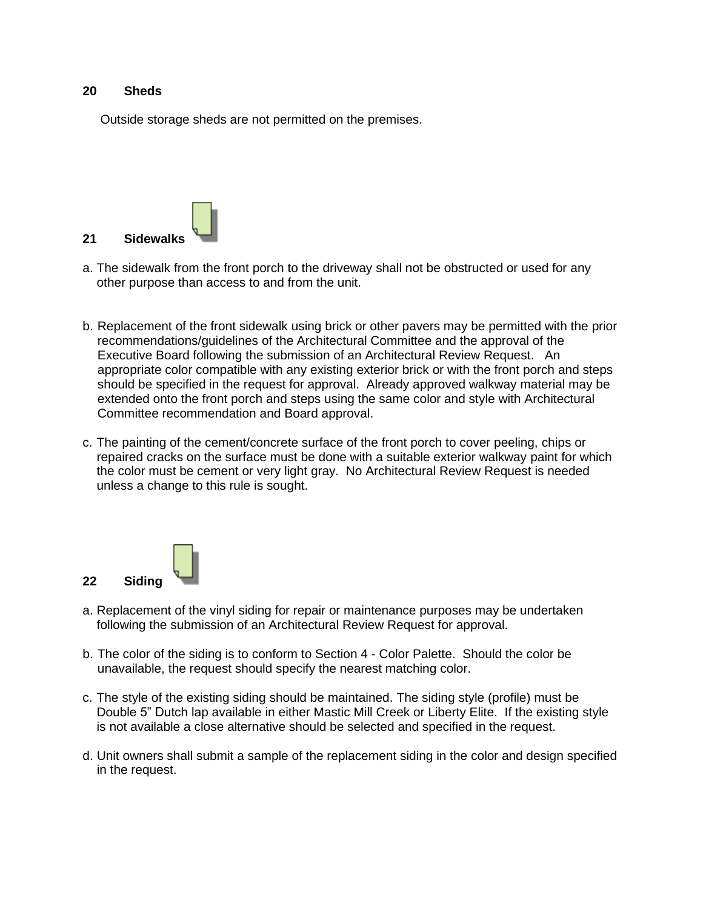## 20 Sheds

Outside storage sheds are not permitted on the premises.

## 21 Sidewalks

a. The sidewalk from the front porch to the driveway shall not be obstructed or used for any other purpose than access to and from the unit.

b. Replacement of the front sidewalk using brick or other pavers may be permitted with the prior recommendations/guidelines of the Architectural Committee and the approval of the Executive Board following the submission of an Architectural Review Request. An appropriate color compatible with any existing exterior brick or with the front porch and steps should be specified in the request for approval. Already approved walkway material may be extended onto the front porch and steps using the same color and style with Architectural Committee recommendation and Board approval.

c. The painting of the cement/concrete surface of the front porch to cover peeling, chips or repaired cracks on the surface must be done with a suitable exterior walkway paint for which the color must be cement or very light gray. No Architectural Review Request is needed unless a change to this rule is sought.

## 22 Siding

a. Replacement of the vinyl siding for repair or maintenance purposes may be undertaken following the submission of an Architectural Review Request for approval.

b. The color of the siding is to conform to Section 4 - Color Palette. Should the color be unavailable, the request should specify the nearest matching color.

c. The style of the existing siding should be maintained. The siding style (profile) must be Double 5" Dutch lap available in either Mastic Mill Creek or Liberty Elite. If the existing style is not available a close alternative should be selected and specified in the request.

d. Unit owners shall submit a sample of the replacement siding in the color and design specified in the request.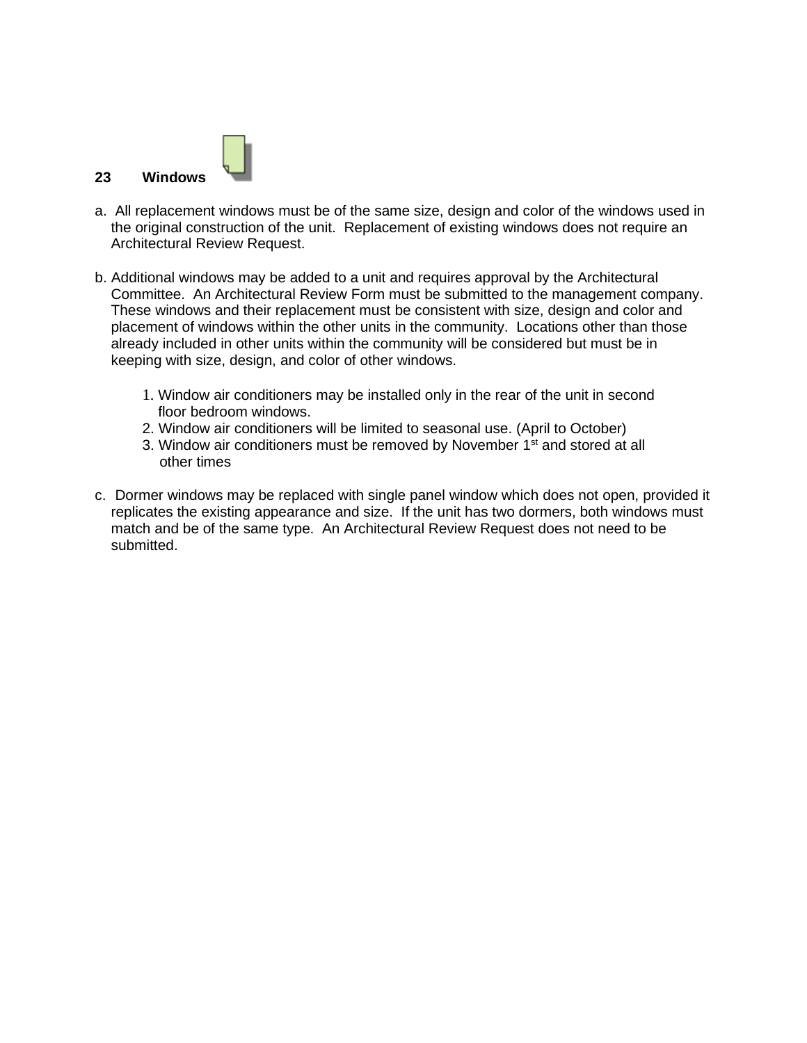## 23 Windows

a. All replacement windows must be of the same size, design and color of the windows used in the original construction of the unit. Replacement of existing windows does not require an Architectural Review Request.

b. Additional windows may be added to a unit and requires approval by the Architectural Committee. An Architectural Review Form must be submitted to the management company. These windows and their replacement must be consistent with size, design and color and placement of windows within the other units in the community. Locations other than those already included in other units within the community will be considered but must be in keeping with size, design, and color of other windows.

1. Window air conditioners may be installed only in the rear of the unit in second floor bedroom windows.
2. Window air conditioners will be limited to seasonal use. (April to October)
3. Window air conditioners must be removed by November 1st and stored at all other times

c. Dormer windows may be replaced with single panel window which does not open, provided it replicates the existing appearance and size. If the unit has two dormers, both windows must match and be of the same type. An Architectural Review Request does not need to be submitted.